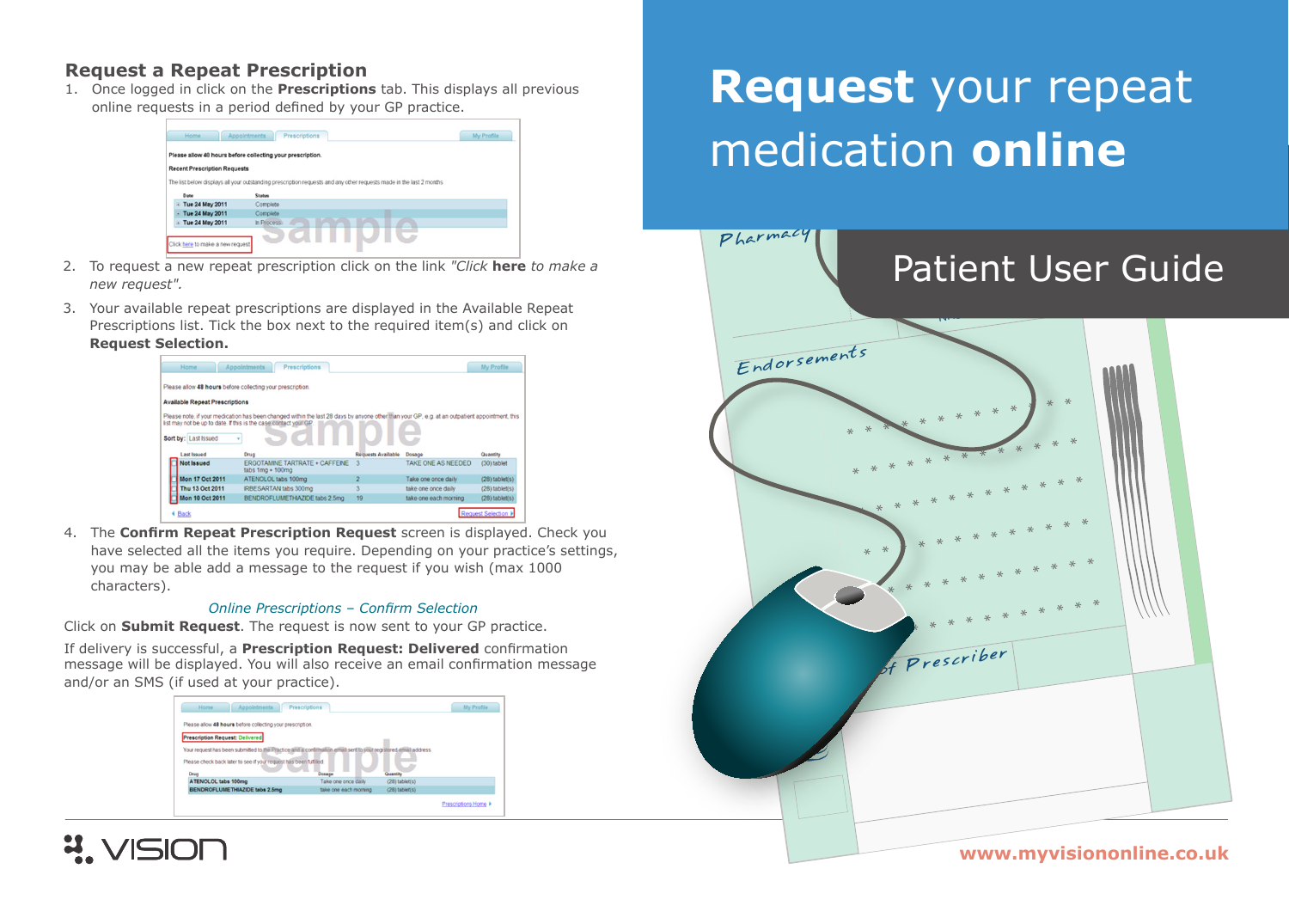## Request a Repeat Prescription

1. Once logged in click on the **Prescriptions** tab. This displays all previous online requests in a period defined by your GP practice.

2. To request a new repeat prescription click on the link *"Click* **here** *to make a new request".*

3. Your available repeat prescriptions are displayed in the Available Repeat Prescriptions list. Tick the box next to the required item(s) and click on **Request Selection.**

4. The **Confirm Repeat Prescription Request** screen is displayed. Check you have selected all the items you require. Depending on your practice's settings, you may be able add a message to the request if you wish (max 1000 characters).

*Online Prescriptions – Confirm Selection*

Click on **Submit Request**. The request is now sent to your GP practice.

If delivery is successful, a **Prescription Request: Delivered** confirmation message will be displayed. You will also receive an email confirmation message and/or an SMS (if used at your practice).

VISION

# **Request** your repeat medication **online**

## Patient User Guide

**www.myvisiononline.co.uk**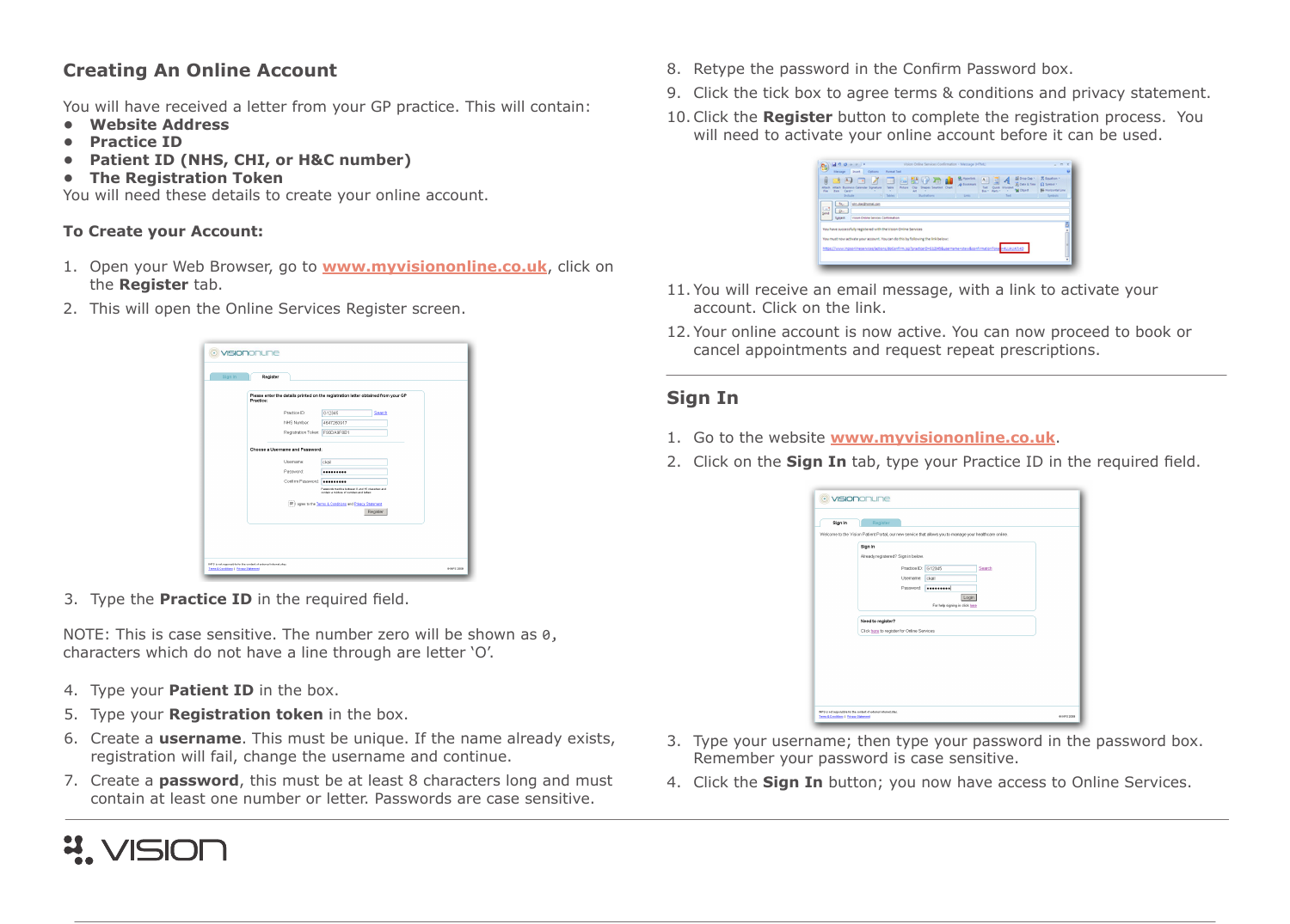## Creating An Online Account

You will have received a letter from your GP practice. This will contain:

- **Website Address**
- **Practice ID**
- **Patient ID (NHS, CHI, or H&C number)**
- **The Registration Token**

You will need these details to create your online account.

**To Create your Account:**

1. Open your Web Browser, go to **www.myvisiononline.co.uk**, click on the **Register** tab.
2. This will open the Online Services Register screen.
3. Type the **Practice ID** in the required field.

NOTE: This is case sensitive. The number zero will be shown as 0, characters which do not have a line through are letter 'O'.

4. Type your **Patient ID** in the box.
5. Type your **Registration token** in the box.
6. Create a **username**. This must be unique. If the name already exists, registration will fail, change the username and continue.
7. Create a **password**, this must be at least 8 characters long and must contain at least one number or letter. Passwords are case sensitive.
8. Retype the password in the Confirm Password box.
9. Click the tick box to agree terms & conditions and privacy statement.
10. Click the **Register** button to complete the registration process. You will need to activate your online account before it can be used.
11. You will receive an email message, with a link to activate your account. Click on the link.
12. Your online account is now active. You can now proceed to book or cancel appointments and request repeat prescriptions.

## Sign In

1. Go to the website **www.myvisiononline.co.uk**.
2. Click on the **Sign In** tab, type your Practice ID in the required field.
3. Type your username; then type your password in the password box. Remember your password is case sensitive.
4. Click the **Sign In** button; you now have access to Online Services.